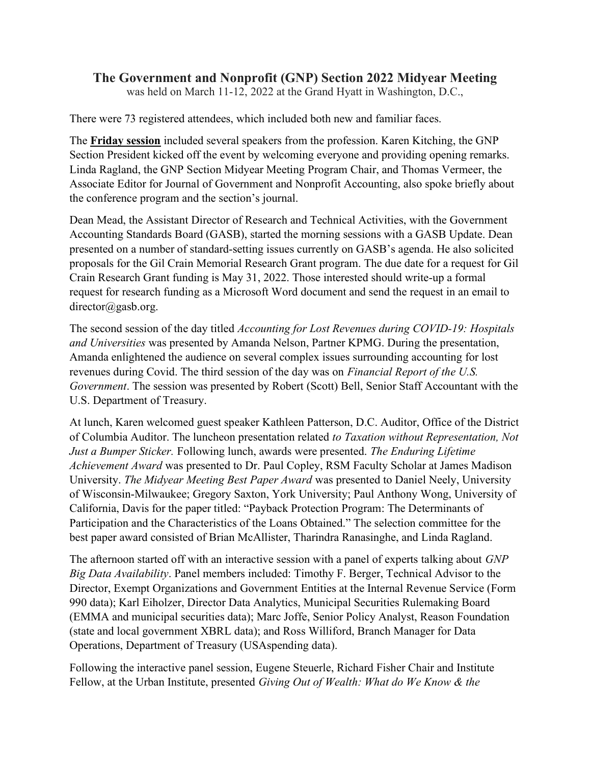# The Government and Nonprofit (GNP) Section 2022 Midyear Meeting

was held on March 11-12, 2022 at the Grand Hyatt in Washington, D.C.,

There were 73 registered attendees, which included both new and familiar faces.

The **Friday session** included several speakers from the profession. Karen Kitching, the GNP Section President kicked off the event by welcoming everyone and providing opening remarks. Linda Ragland, the GNP Section Midyear Meeting Program Chair, and Thomas Vermeer, the Associate Editor for Journal of Government and Nonprofit Accounting, also spoke briefly about the conference program and the section's journal.

Dean Mead, the Assistant Director of Research and Technical Activities, with the Government Accounting Standards Board (GASB), started the morning sessions with a GASB Update. Dean presented on a number of standard-setting issues currently on GASB's agenda. He also solicited proposals for the Gil Crain Memorial Research Grant program. The due date for a request for Gil Crain Research Grant funding is May 31, 2022. Those interested should write-up a formal request for research funding as a Microsoft Word document and send the request in an email to director@gasb.org.

The second session of the day titled *Accounting for Lost Revenues during COVID-19: Hospitals and Universities* was presented by Amanda Nelson, Partner KPMG. During the presentation, Amanda enlightened the audience on several complex issues surrounding accounting for lost revenues during Covid. The third session of the day was on *Financial Report of the U.S. Government*. The session was presented by Robert (Scott) Bell, Senior Staff Accountant with the U.S. Department of Treasury.

At lunch, Karen welcomed guest speaker Kathleen Patterson, D.C. Auditor, Office of the District of Columbia Auditor. The luncheon presentation related *to Taxation without Representation, Not Just a Bumper Sticker.* Following lunch, awards were presented. *The Enduring Lifetime Achievement Award* was presented to Dr. Paul Copley, RSM Faculty Scholar at James Madison University. *The Midyear Meeting Best Paper Award* was presented to Daniel Neely, University of Wisconsin-Milwaukee; Gregory Saxton, York University; Paul Anthony Wong, University of California, Davis for the paper titled: "Payback Protection Program: The Determinants of Participation and the Characteristics of the Loans Obtained." The selection committee for the best paper award consisted of Brian McAllister, Tharindra Ranasinghe, and Linda Ragland.

The afternoon started off with an interactive session with a panel of experts talking about *GNP Big Data Availability*. Panel members included: Timothy F. Berger, Technical Advisor to the Director, Exempt Organizations and Government Entities at the Internal Revenue Service (Form 990 data); Karl Eiholzer, Director Data Analytics, Municipal Securities Rulemaking Board (EMMA and municipal securities data); Marc Joffe, Senior Policy Analyst, Reason Foundation (state and local government XBRL data); and Ross Williford, Branch Manager for Data Operations, Department of Treasury (USAspending data).

Following the interactive panel session, Eugene Steuerle, Richard Fisher Chair and Institute Fellow, at the Urban Institute, presented *Giving Out of Wealth: What do We Know & the*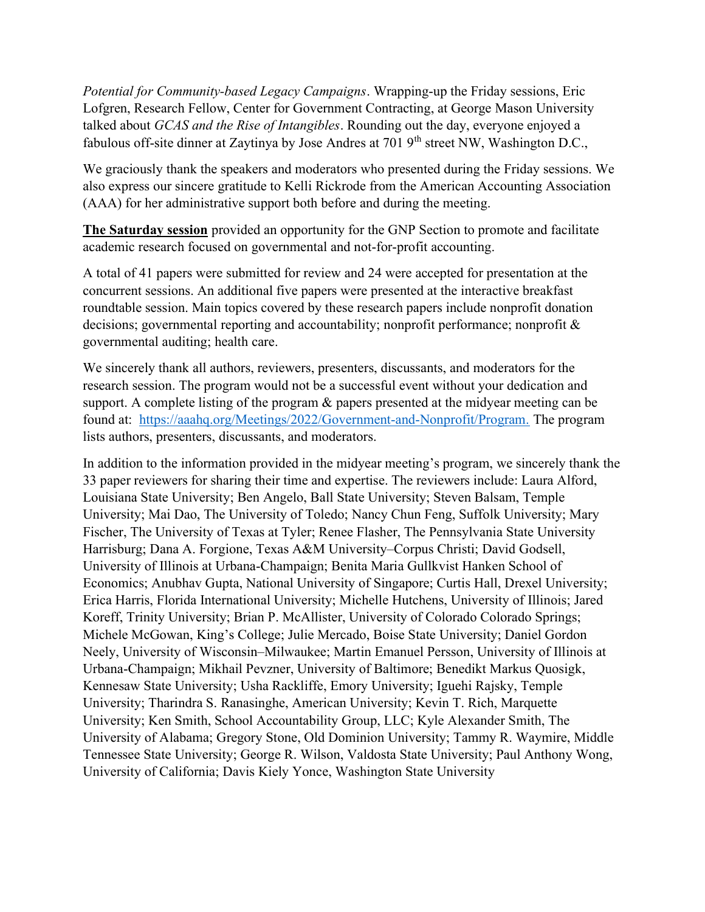*Potential for Community-based Legacy Campaigns*. Wrapping-up the Friday sessions, Eric Lofgren, Research Fellow, Center for Government Contracting, at George Mason University talked about *GCAS and the Rise of Intangibles*. Rounding out the day, everyone enjoyed a fabulous off-site dinner at Zaytinya by Jose Andres at 701 9th street NW, Washington D.C.,

We graciously thank the speakers and moderators who presented during the Friday sessions. We also express our sincere gratitude to Kelli Rickrode from the American Accounting Association (AAA) for her administrative support both before and during the meeting.

**The Saturday session** provided an opportunity for the GNP Section to promote and facilitate academic research focused on governmental and not-for-profit accounting.

A total of 41 papers were submitted for review and 24 were accepted for presentation at the concurrent sessions. An additional five papers were presented at the interactive breakfast roundtable session. Main topics covered by these research papers include nonprofit donation decisions; governmental reporting and accountability; nonprofit performance; nonprofit & governmental auditing; health care.

We sincerely thank all authors, reviewers, presenters, discussants, and moderators for the research session. The program would not be a successful event without your dedication and support. A complete listing of the program & papers presented at the midyear meeting can be found at: https://aaahq.org/Meetings/2022/Government-and-Nonprofit/Program. The program lists authors, presenters, discussants, and moderators.

In addition to the information provided in the midyear meeting's program, we sincerely thank the 33 paper reviewers for sharing their time and expertise. The reviewers include: Laura Alford, Louisiana State University; Ben Angelo, Ball State University; Steven Balsam, Temple University; Mai Dao, The University of Toledo; Nancy Chun Feng, Suffolk University; Mary Fischer, The University of Texas at Tyler; Renee Flasher, The Pennsylvania State University Harrisburg; Dana A. Forgione, Texas A&M University–Corpus Christi; David Godsell, University of Illinois at Urbana-Champaign; Benita Maria Gullkvist Hanken School of Economics; Anubhav Gupta, National University of Singapore; Curtis Hall, Drexel University; Erica Harris, Florida International University; Michelle Hutchens, University of Illinois; Jared Koreff, Trinity University; Brian P. McAllister, University of Colorado Colorado Springs; Michele McGowan, King's College; Julie Mercado, Boise State University; Daniel Gordon Neely, University of Wisconsin–Milwaukee; Martin Emanuel Persson, University of Illinois at Urbana-Champaign; Mikhail Pevzner, University of Baltimore; Benedikt Markus Quosigk, Kennesaw State University; Usha Rackliffe, Emory University; Iguehi Rajsky, Temple University; Tharindra S. Ranasinghe, American University; Kevin T. Rich, Marquette University; Ken Smith, School Accountability Group, LLC; Kyle Alexander Smith, The University of Alabama; Gregory Stone, Old Dominion University; Tammy R. Waymire, Middle Tennessee State University; George R. Wilson, Valdosta State University; Paul Anthony Wong, University of California; Davis Kiely Yonce, Washington State University